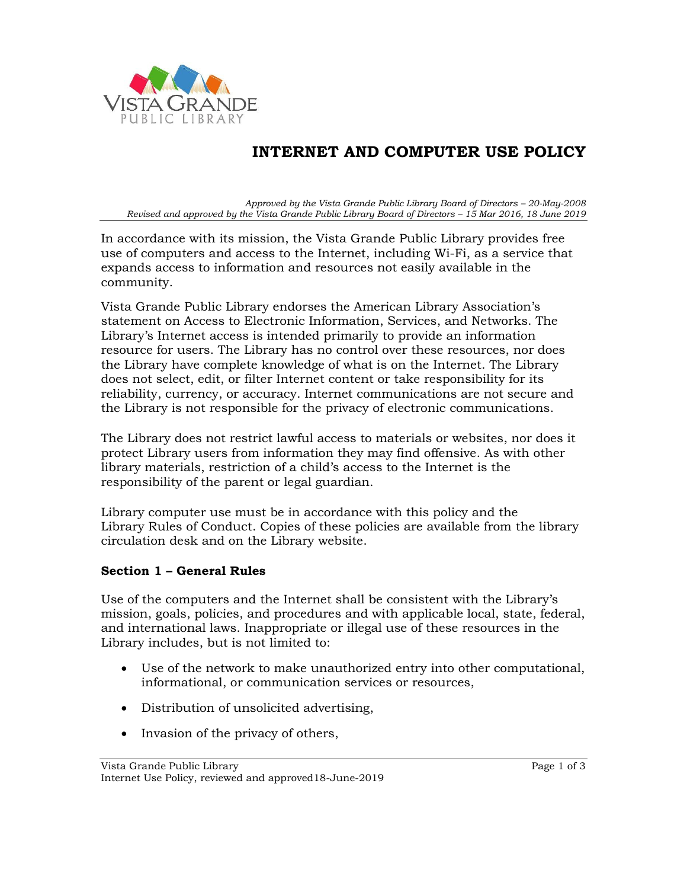# INTERNET AND COMPUTER USE POLICY

*Approved by the Vista Grande Public Library Board of Directors – 20-May-2008*
*Revised and approved by the Vista Grande Public Library Board of Directors – 15 Mar 2016, 18 June 2019*

In accordance with its mission, the Vista Grande Public Library provides free use of computers and access to the Internet, including Wi-Fi, as a service that expands access to information and resources not easily available in the community.

Vista Grande Public Library endorses the American Library Association's statement on Access to Electronic Information, Services, and Networks. The Library's Internet access is intended primarily to provide an information resource for users. The Library has no control over these resources, nor does the Library have complete knowledge of what is on the Internet. The Library does not select, edit, or filter Internet content or take responsibility for its reliability, currency, or accuracy. Internet communications are not secure and the Library is not responsible for the privacy of electronic communications.

The Library does not restrict lawful access to materials or websites, nor does it protect Library users from information they may find offensive. As with other library materials, restriction of a child's access to the Internet is the responsibility of the parent or legal guardian.

Library computer use must be in accordance with this policy and the Library Rules of Conduct. Copies of these policies are available from the library circulation desk and on the Library website.

### Section 1 – General Rules

Use of the computers and the Internet shall be consistent with the Library's mission, goals, policies, and procedures and with applicable local, state, federal, and international laws. Inappropriate or illegal use of these resources in the Library includes, but is not limited to:

- Use of the network to make unauthorized entry into other computational, informational, or communication services or resources,
- Distribution of unsolicited advertising,
- Invasion of the privacy of others,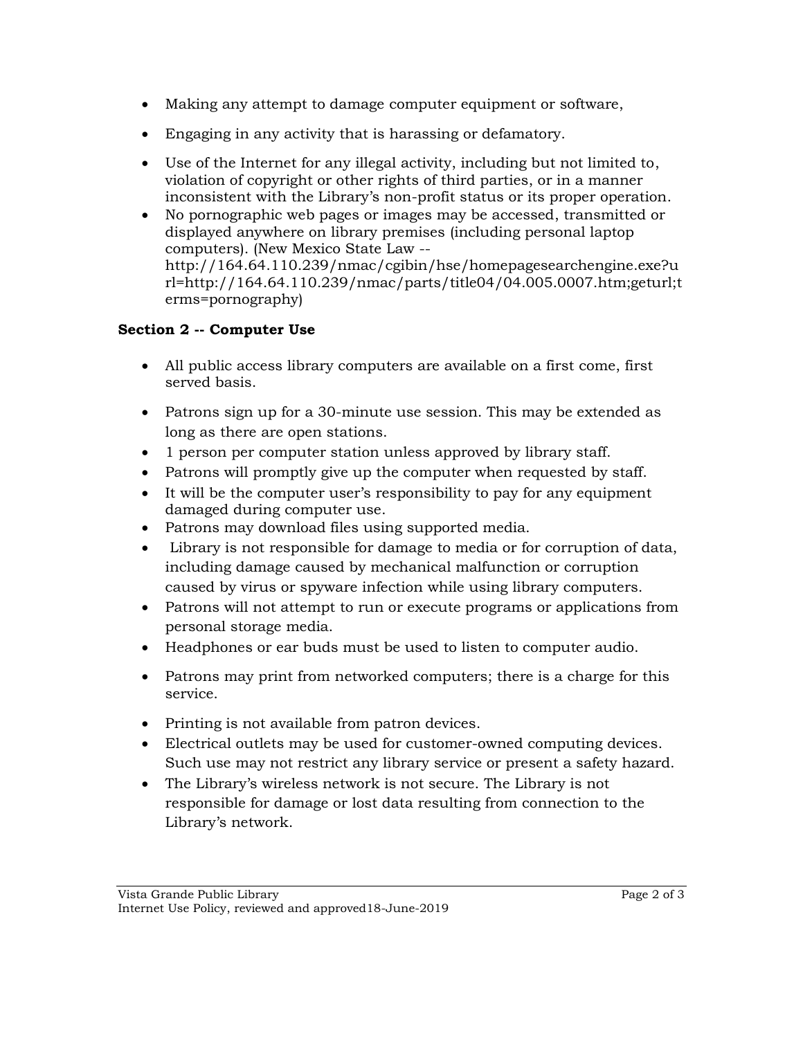- Making any attempt to damage computer equipment or software,
- Engaging in any activity that is harassing or defamatory.
- Use of the Internet for any illegal activity, including but not limited to, violation of copyright or other rights of third parties, or in a manner inconsistent with the Library's non-profit status or its proper operation.
- No pornographic web pages or images may be accessed, transmitted or displayed anywhere on library premises (including personal laptop computers). (New Mexico State Law -- http://164.64.110.239/nmac/cgibin/hse/homepagesearchengine.exe?url=http://164.64.110.239/nmac/parts/title04/04.005.0007.htm;geturl;terms=pornography)

**Section 2 -- Computer Use**

- All public access library computers are available on a first come, first served basis.
- Patrons sign up for a 30-minute use session. This may be extended as long as there are open stations.
- 1 person per computer station unless approved by library staff.
- Patrons will promptly give up the computer when requested by staff.
- It will be the computer user's responsibility to pay for any equipment damaged during computer use.
- Patrons may download files using supported media.
- Library is not responsible for damage to media or for corruption of data, including damage caused by mechanical malfunction or corruption caused by virus or spyware infection while using library computers.
- Patrons will not attempt to run or execute programs or applications from personal storage media.
- Headphones or ear buds must be used to listen to computer audio.
- Patrons may print from networked computers; there is a charge for this service.
- Printing is not available from patron devices.
- Electrical outlets may be used for customer-owned computing devices. Such use may not restrict any library service or present a safety hazard.
- The Library's wireless network is not secure. The Library is not responsible for damage or lost data resulting from connection to the Library's network.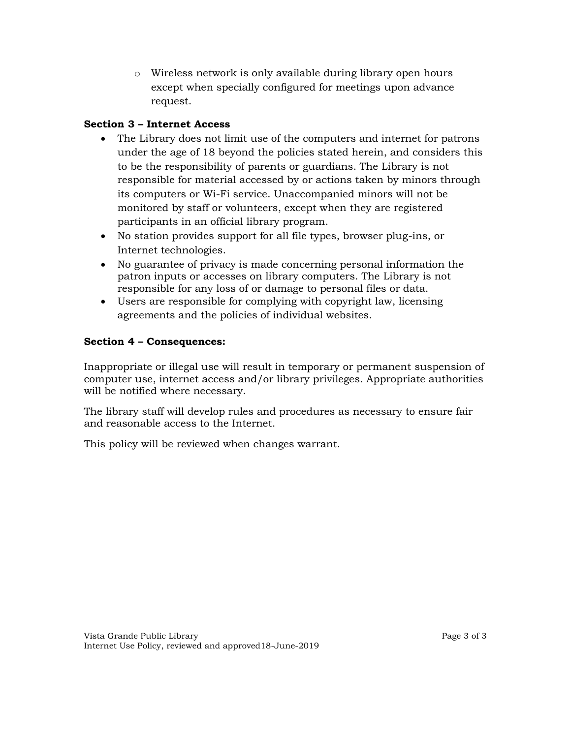- Wireless network is only available during library open hours except when specially configured for meetings upon advance request.

**Section 3 – Internet Access**

- The Library does not limit use of the computers and internet for patrons under the age of 18 beyond the policies stated herein, and considers this to be the responsibility of parents or guardians. The Library is not responsible for material accessed by or actions taken by minors through its computers or Wi-Fi service. Unaccompanied minors will not be monitored by staff or volunteers, except when they are registered participants in an official library program.
- No station provides support for all file types, browser plug-ins, or Internet technologies.
- No guarantee of privacy is made concerning personal information the patron inputs or accesses on library computers. The Library is not responsible for any loss of or damage to personal files or data.
- Users are responsible for complying with copyright law, licensing agreements and the policies of individual websites.

**Section 4 – Consequences:**

Inappropriate or illegal use will result in temporary or permanent suspension of computer use, internet access and/or library privileges. Appropriate authorities will be notified where necessary.

The library staff will develop rules and procedures as necessary to ensure fair and reasonable access to the Internet.

This policy will be reviewed when changes warrant.